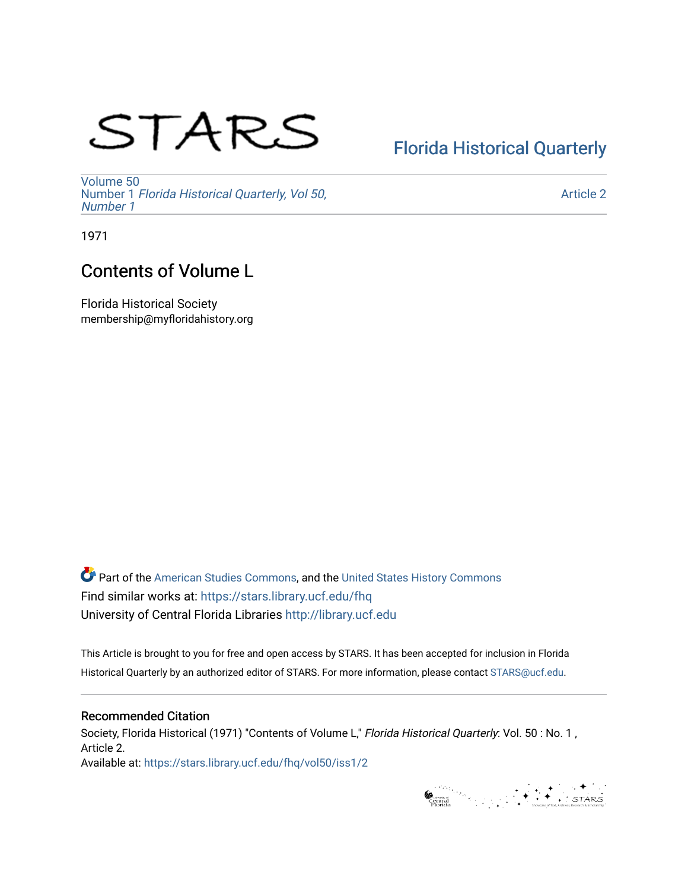STARS

Florida Historical Quarterly

Volume 50
Number 1 *Florida Historical Quarterly, Vol 50, Number 1*

Article 2

1971

# Contents of Volume L

Florida Historical Society
membership@myfloridahistory.org

Part of the American Studies Commons, and the United States History Commons
Find similar works at: https://stars.library.ucf.edu/fhq
University of Central Florida Libraries http://library.ucf.edu

This Article is brought to you for free and open access by STARS. It has been accepted for inclusion in Florida Historical Quarterly by an authorized editor of STARS. For more information, please contact STARS@ucf.edu.

## Recommended Citation

Society, Florida Historical (1971) "Contents of Volume L," *Florida Historical Quarterly*: Vol. 50 : No. 1 , Article 2.
Available at: https://stars.library.ucf.edu/fhq/vol50/iss1/2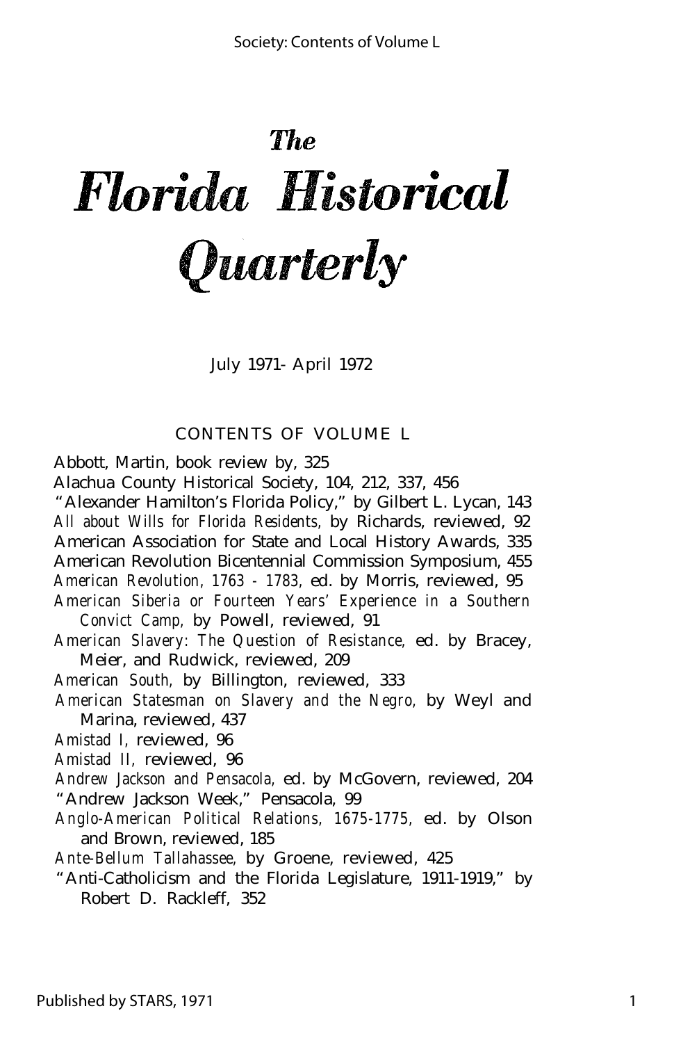# The Florida Historical Quarterly

July 1971- April 1972

## CONTENTS OF VOLUME L

Abbott, Martin, book review by, 325

Alachua County Historical Society, 104, 212, 337, 456

"Alexander Hamilton's Florida Policy," by Gilbert L. Lycan, 143

*All about Wills for Florida Residents,* by Richards, reviewed, 92

American Association for State and Local History Awards, 335

American Revolution Bicentennial Commission Symposium, 455

*American Revolution, 1763 - 1783,* ed. by Morris, reviewed, 95

*American Siberia or Fourteen Years' Experience in a Southern Convict Camp,* by Powell, reviewed, 91

*American Slavery: The Question of Resistance,* ed. by Bracey, Meier, and Rudwick, reviewed, 209

*American South,* by Billington, reviewed, 333

*American Statesman on Slavery and the Negro,* by Weyl and Marina, reviewed, 437

*Amistad I,* reviewed, 96

*Amistad II,* reviewed, 96

*Andrew Jackson and Pensacola,* ed. by McGovern, reviewed, 204

"Andrew Jackson Week," Pensacola, 99

*Anglo-American Political Relations, 1675-1775,* ed. by Olson and Brown, reviewed, 185

*Ante-Bellum Tallahassee,* by Groene, reviewed, 425

"Anti-Catholicism and the Florida Legislature, 1911-1919," by Robert D. Rackleff, 352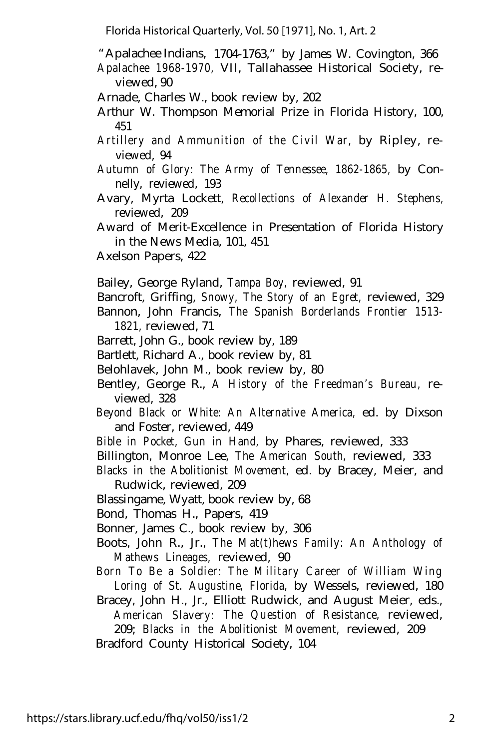"Apalachee Indians, 1704-1763," by James W. Covington, 366

*Apalachee 1968-1970,* VII, Tallahassee Historical Society, reviewed, 90

Arnade, Charles W., book review by, 202

Arthur W. Thompson Memorial Prize in Florida History, 100, 451

*Artillery and Ammunition of the Civil War,* by Ripley, reviewed, 94

*Autumn of Glory: The Army of Tennessee, 1862-1865,* by Connelly, reviewed, 193

Avary, Myrta Lockett, *Recollections of Alexander H. Stephens,* reviewed, 209

Award of Merit-Excellence in Presentation of Florida History in the News Media, 101, 451

Axelson Papers, 422

Bailey, George Ryland, *Tampa Boy,* reviewed, 91

Bancroft, Griffing, *Snowy, The Story of an Egret,* reviewed, 329

Bannon, John Francis, *The Spanish Borderlands Frontier 1513-1821,* reviewed, 71

Barrett, John G., book review by, 189

Bartlett, Richard A., book review by, 81

Belohlavek, John M., book review by, 80

Bentley, George R., *A History of the Freedman's Bureau,* reviewed, 328

*Beyond Black or White: An Alternative America,* ed. by Dixson and Foster, reviewed, 449

*Bible in Pocket, Gun in Hand,* by Phares, reviewed, 333

Billington, Monroe Lee, *The American South,* reviewed, 333

*Blacks in the Abolitionist Movement,* ed. by Bracey, Meier, and Rudwick, reviewed, 209

Blassingame, Wyatt, book review by, 68

Bond, Thomas H., Papers, 419

Bonner, James C., book review by, 306

Boots, John R., Jr., *The Mat(t)hews Family: An Anthology of Mathews Lineages,* reviewed, 90

*Born To Be a Soldier: The Military Career of William Wing Loring of St. Augustine, Florida,* by Wessels, reviewed, 180

Bracey, John H., Jr., Elliott Rudwick, and August Meier, eds., *American Slavery: The Question of Resistance,* reviewed, 209; *Blacks in the Abolitionist Movement,* reviewed, 209

Bradford County Historical Society, 104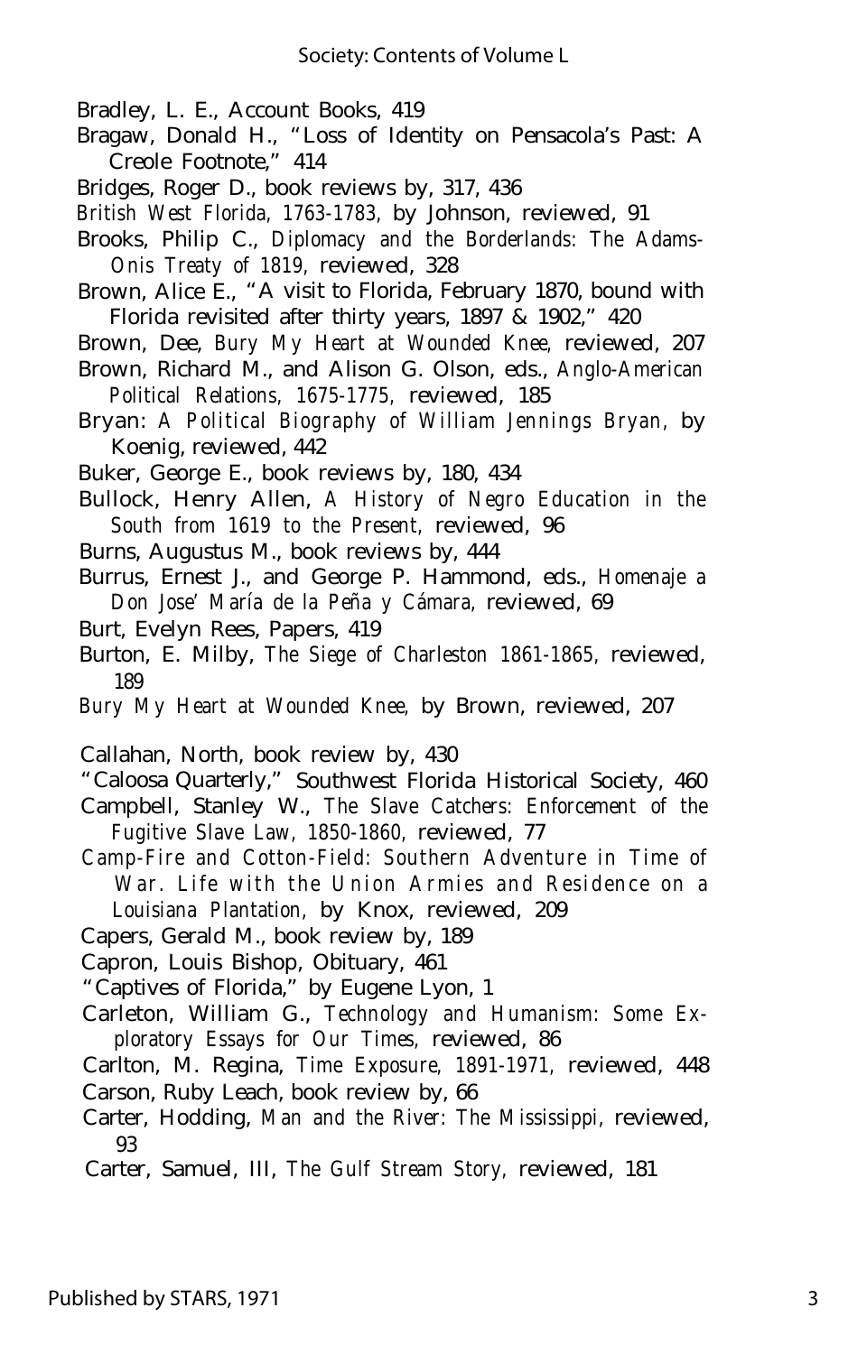Bradley, L. E., Account Books, 419

Bragaw, Donald H., "Loss of Identity on Pensacola's Past: A Creole Footnote," 414

Bridges, Roger D., book reviews by, 317, 436

*British West Florida, 1763-1783,* by Johnson, reviewed, 91

Brooks, Philip C., *Diplomacy and the Borderlands: The Adams-Onis Treaty of 1819,* reviewed, 328

Brown, Alice E., "A visit to Florida, February 1870, bound with Florida revisited after thirty years, 1897 & 1902," 420

Brown, Dee, *Bury My Heart at Wounded Knee,* reviewed, 207

Brown, Richard M., and Alison G. Olson, eds., *Anglo-American Political Relations, 1675-1775,* reviewed, 185

Bryan: *A Political Biography of William Jennings Bryan,* by Koenig, reviewed, 442

Buker, George E., book reviews by, 180, 434

Bullock, Henry Allen, *A History of Negro Education in the South from 1619 to the Present,* reviewed, 96

Burns, Augustus M., book reviews by, 444

Burrus, Ernest J., and George P. Hammond, eds., *Homenaje a Don Jose' María de la Peña y Cámara,* reviewed, 69

Burt, Evelyn Rees, Papers, 419

Burton, E. Milby, *The Siege of Charleston 1861-1865,* reviewed, 189

*Bury My Heart at Wounded Knee,* by Brown, reviewed, 207

Callahan, North, book review by, 430

"Caloosa Quarterly," Southwest Florida Historical Society, 460

Campbell, Stanley W., *The Slave Catchers: Enforcement of the Fugitive Slave Law, 1850-1860,* reviewed, 77

*Camp-Fire and Cotton-Field: Southern Adventure in Time of War. Life with the Union Armies and Residence on a Louisiana Plantation,* by Knox, reviewed, 209

Capers, Gerald M., book review by, 189

Capron, Louis Bishop, Obituary, 461

"Captives of Florida," by Eugene Lyon, 1

Carleton, William G., *Technology and Humanism: Some Exploratory Essays for Our Times,* reviewed, 86

Carlton, M. Regina, *Time Exposure, 1891-1971,* reviewed, 448

Carson, Ruby Leach, book review by, 66

Carter, Hodding, *Man and the River: The Mississippi,* reviewed, 93

Carter, Samuel, III, *The Gulf Stream Story,* reviewed, 181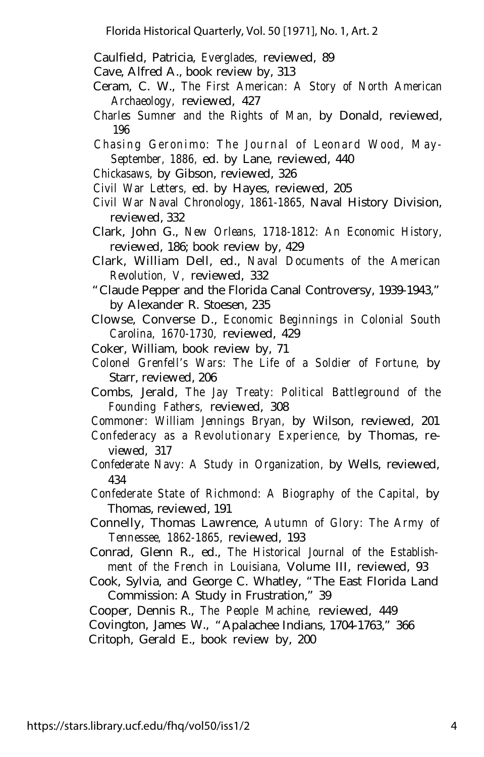Caulfield, Patricia, *Everglades*, reviewed, 89

Cave, Alfred A., book review by, 313

Ceram, C. W., *The First American: A Story of North American Archaeology*, reviewed, 427

*Charles Sumner and the Rights of Man*, by Donald, reviewed, 196

*Chasing Geronimo: The Journal of Leonard Wood, May-September, 1886*, ed. by Lane, reviewed, 440

*Chickasaws*, by Gibson, reviewed, 326

*Civil War Letters*, ed. by Hayes, reviewed, 205

*Civil War Naval Chronology, 1861-1865*, Naval History Division, reviewed, 332

Clark, John G., *New Orleans, 1718-1812: An Economic History*, reviewed, 186; book review by, 429

Clark, William Dell, ed., *Naval Documents of the American Revolution, V*, reviewed, 332

"Claude Pepper and the Florida Canal Controversy, 1939-1943," by Alexander R. Stoesen, 235

Clowse, Converse D., *Economic Beginnings in Colonial South Carolina, 1670-1730*, reviewed, 429

Coker, William, book review by, 71

*Colonel Grenfell's Wars: The Life of a Soldier of Fortune*, by Starr, reviewed, 206

Combs, Jerald, *The Jay Treaty: Political Battleground of the Founding Fathers*, reviewed, 308

*Commoner: William Jennings Bryan*, by Wilson, reviewed, 201

*Confederacy as a Revolutionary Experience*, by Thomas, reviewed, 317

*Confederate Navy: A Study in Organization*, by Wells, reviewed, 434

*Confederate State of Richmond: A Biography of the Capital*, by Thomas, reviewed, 191

Connelly, Thomas Lawrence, *Autumn of Glory: The Army of Tennessee, 1862-1865*, reviewed, 193

Conrad, Glenn R., ed., *The Historical Journal of the Establishment of the French in Louisiana*, Volume III, reviewed, 93

Cook, Sylvia, and George C. Whatley, "The East Florida Land Commission: A Study in Frustration," 39

Cooper, Dennis R., *The People Machine*, reviewed, 449

Covington, James W., "Apalachee Indians, 1704-1763," 366

Critoph, Gerald E., book review by, 200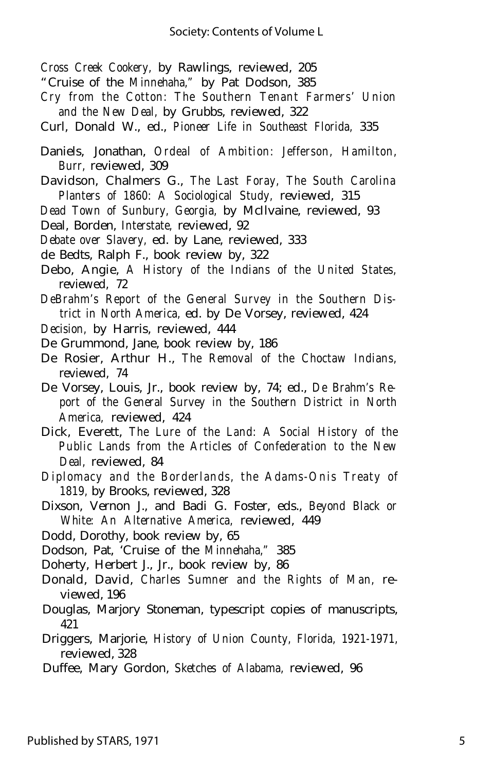*Cross Creek Cookery*, by Rawlings, reviewed, 205

"Cruise of the *Minnehaha*," by Pat Dodson, 385

*Cry from the Cotton: The Southern Tenant Farmers' Union and the New Deal*, by Grubbs, reviewed, 322

Curl, Donald W., ed., *Pioneer Life in Southeast Florida*, 335

Daniels, Jonathan, *Ordeal of Ambition: Jefferson, Hamilton, Burr*, reviewed, 309

Davidson, Chalmers G., *The Last Foray, The South Carolina Planters of 1860: A Sociological Study*, reviewed, 315

*Dead Town of Sunbury, Georgia*, by McIlvaine, reviewed, 93

Deal, Borden, *Interstate*, reviewed, 92

*Debate over Slavery*, ed. by Lane, reviewed, 333

de Bedts, Ralph F., book review by, 322

Debo, Angie, *A History of the Indians of the United States*, reviewed, 72

*DeBrahm's Report of the General Survey in the Southern District in North America*, ed. by De Vorsey, reviewed, 424

*Decision*, by Harris, reviewed, 444

De Grummond, Jane, book review by, 186

De Rosier, Arthur H., *The Removal of the Choctaw Indians*, reviewed, 74

De Vorsey, Louis, Jr., book review by, 74; ed., *De Brahm's Report of the General Survey in the Southern District in North America*, reviewed, 424

Dick, Everett, *The Lure of the Land: A Social History of the Public Lands from the Articles of Confederation to the New Deal*, reviewed, 84

*Diplomacy and the Borderlands, the Adams-Onis Treaty of 1819*, by Brooks, reviewed, 328

Dixson, Vernon J., and Badi G. Foster, eds., *Beyond Black or White: An Alternative America*, reviewed, 449

Dodd, Dorothy, book review by, 65

Dodson, Pat, 'Cruise of the *Minnehaha*," 385

Doherty, Herbert J., Jr., book review by, 86

Donald, David, *Charles Sumner and the Rights of Man*, reviewed, 196

Douglas, Marjory Stoneman, typescript copies of manuscripts, 421

Driggers, Marjorie, *History of Union County, Florida, 1921-1971*, reviewed, 328

Duffee, Mary Gordon, *Sketches of Alabama*, reviewed, 96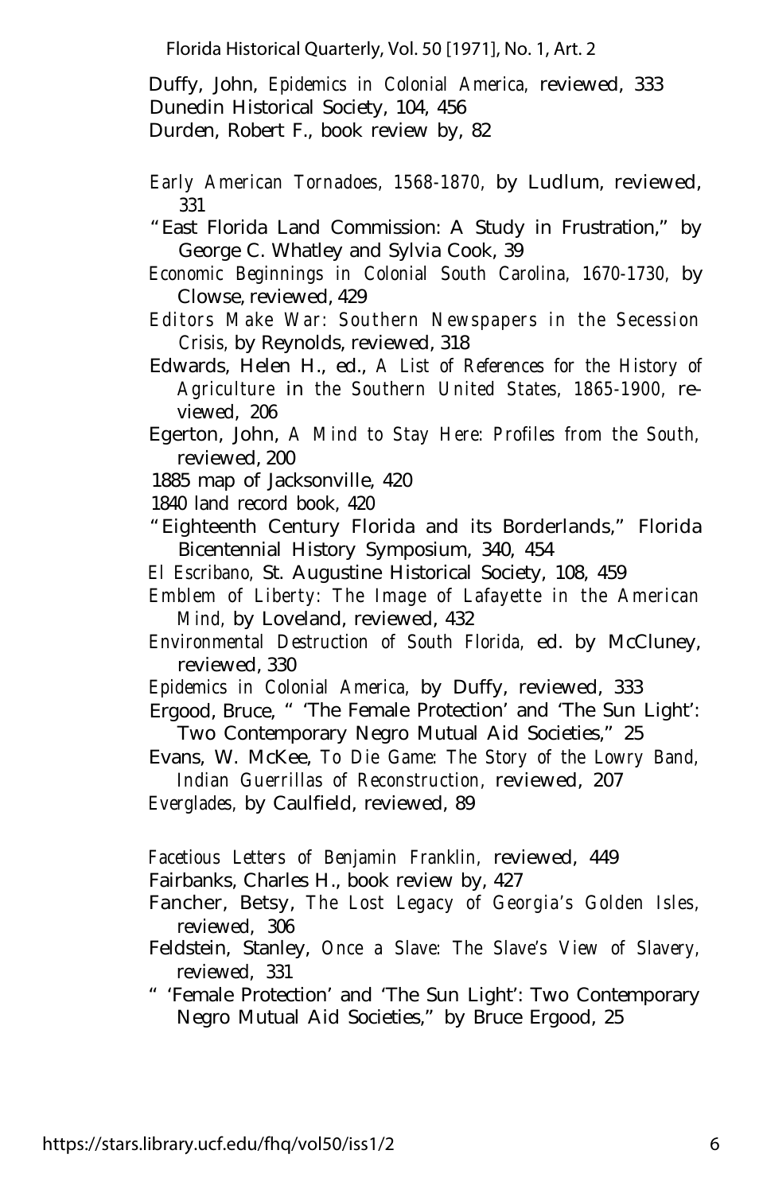Duffy, John, *Epidemics in Colonial America,* reviewed, 333
Dunedin Historical Society, 104, 456
Durden, Robert F., book review by, 82

*Early American Tornadoes, 1568-1870,* by Ludlum, reviewed, 331
"East Florida Land Commission: A Study in Frustration," by George C. Whatley and Sylvia Cook, 39
*Economic Beginnings in Colonial South Carolina, 1670-1730,* by Clowse, reviewed, 429
*Editors Make War: Southern Newspapers in the Secession Crisis,* by Reynolds, reviewed, 318
Edwards, Helen H., ed., *A List of References for the History of Agriculture* in *the Southern United States, 1865-1900,* reviewed, 206
Egerton, John, *A Mind to Stay Here: Profiles from the South,* reviewed, 200
1885 map of Jacksonville, 420
1840 land record book, 420
"Eighteenth Century Florida and its Borderlands," Florida Bicentennial History Symposium, 340, 454
*El Escribano,* St. Augustine Historical Society, 108, 459
*Emblem of Liberty: The Image of Lafayette in the American Mind,* by Loveland, reviewed, 432
*Environmental Destruction of South Florida,* ed. by McCluney, reviewed, 330
*Epidemics in Colonial America,* by Duffy, reviewed, 333
Ergood, Bruce, " 'The Female Protection' and 'The Sun Light': Two Contemporary Negro Mutual Aid Societies," 25
Evans, W. McKee, *To Die Game: The Story of the Lowry Band, Indian Guerrillas of Reconstruction,* reviewed, 207
*Everglades,* by Caulfield, reviewed, 89

*Facetious Letters of Benjamin Franklin,* reviewed, 449
Fairbanks, Charles H., book review by, 427
Fancher, Betsy, *The Lost Legacy of Georgia's Golden Isles,* reviewed, 306
Feldstein, Stanley, *Once a Slave: The Slave's View of Slavery,* reviewed, 331
" 'Female Protection' and 'The Sun Light': Two Contemporary Negro Mutual Aid Societies," by Bruce Ergood, 25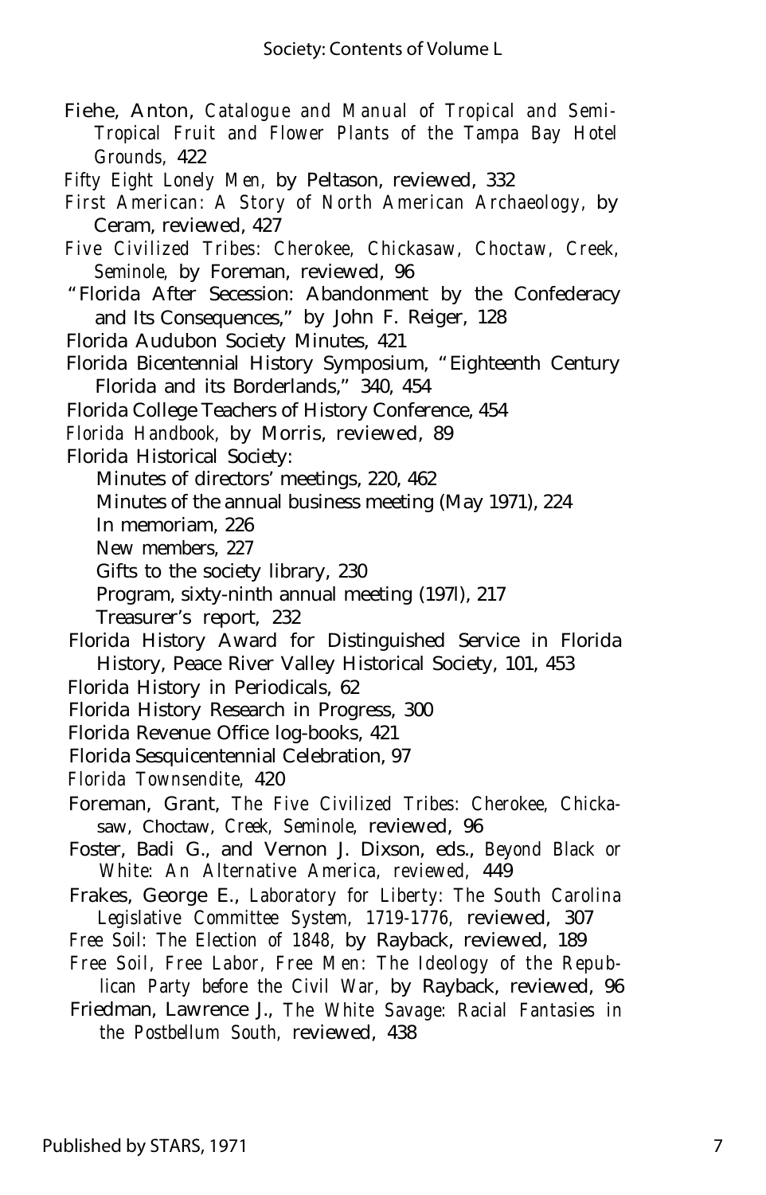Fiehe, Anton, *Catalogue and Manual of Tropical and Semi-Tropical Fruit and Flower Plants of the Tampa Bay Hotel Grounds,* 422

*Fifty Eight Lonely Men,* by Peltason, reviewed, 332

*First American: A Story of North American Archaeology,* by Ceram, reviewed, 427

*Five Civilized Tribes: Cherokee, Chickasaw, Choctaw, Creek, Seminole,* by Foreman, reviewed, 96

"Florida After Secession: Abandonment by the Confederacy and Its Consequences," by John F. Reiger, 128

Florida Audubon Society Minutes, 421

Florida Bicentennial History Symposium, "Eighteenth Century Florida and its Borderlands," 340, 454

Florida College Teachers of History Conference, 454

*Florida Handbook,* by Morris, reviewed, 89

Florida Historical Society:

- Minutes of directors' meetings, 220, 462
- Minutes of the annual business meeting (May 1971), 224
- In memoriam, 226
- New members, 227
- Gifts to the society library, 230
- Program, sixty-ninth annual meeting (197l), 217
- Treasurer's report, 232

Florida History Award for Distinguished Service in Florida History, Peace River Valley Historical Society, 101, 453

Florida History in Periodicals, 62

Florida History Research in Progress, 300

Florida Revenue Office log-books, 421

Florida Sesquicentennial Celebration, 97

*Florida Townsendite,* 420

Foreman, Grant, *The Five Civilized Tribes: Cherokee, Chickasaw, Choctaw, Creek, Seminole,* reviewed, 96

Foster, Badi G., and Vernon J. Dixson, eds., *Beyond Black or White: An Alternative America, reviewed,* 449

Frakes, George E., *Laboratory for Liberty: The South Carolina Legislative Committee System, 1719-1776,* reviewed, 307

*Free Soil: The Election of 1848,* by Rayback, reviewed, 189

*Free Soil, Free Labor, Free Men: The Ideology of the Republican Party before the Civil War,* by Rayback, reviewed, 96

Friedman, Lawrence J., *The White Savage: Racial Fantasies in the Postbellum South,* reviewed, 438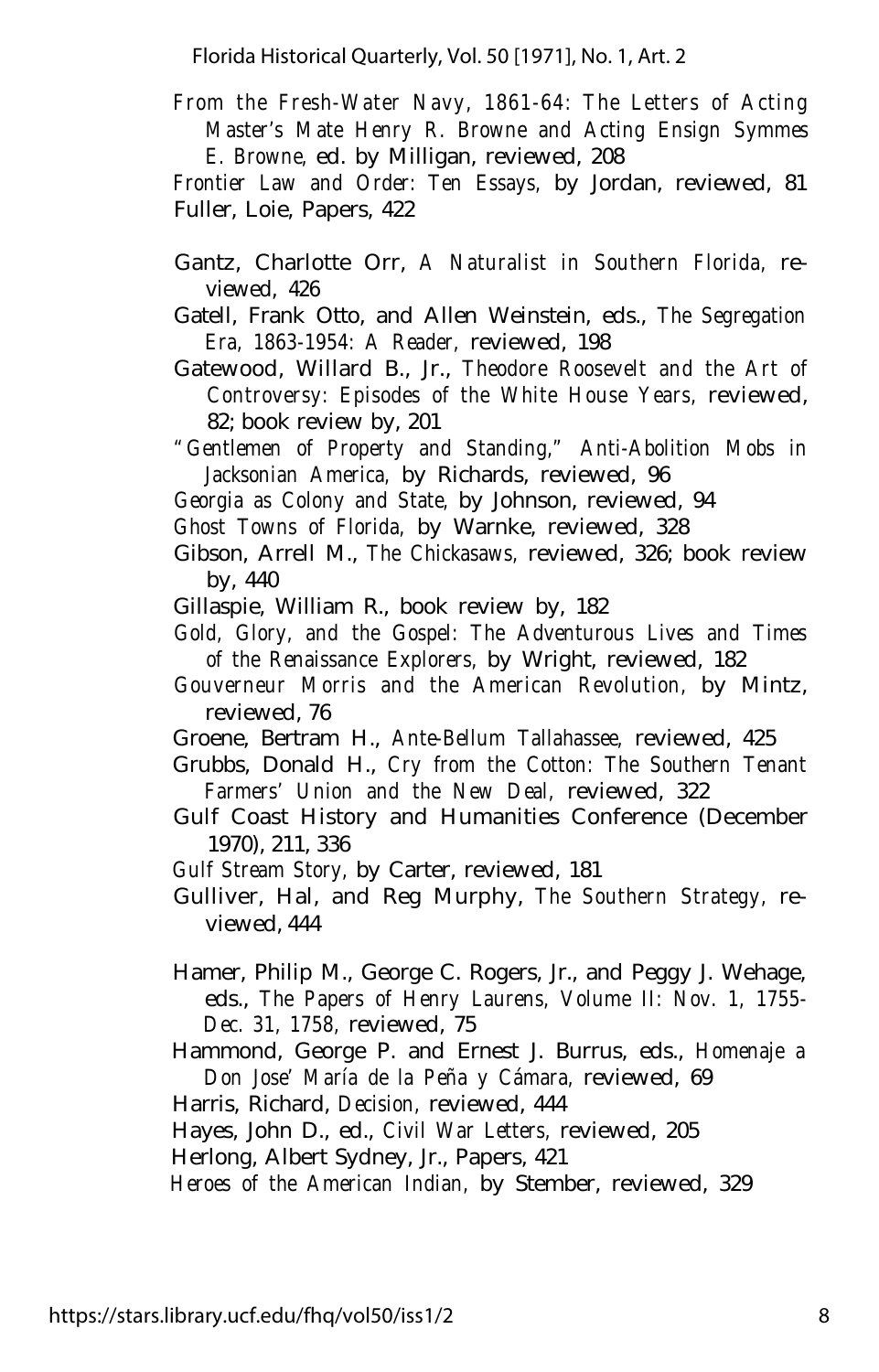*From the Fresh-Water Navy, 1861-64: The Letters of Acting Master's Mate Henry R. Browne and Acting Ensign Symmes E. Browne,* ed. by Milligan, reviewed, 208

*Frontier Law and Order: Ten Essays,* by Jordan, reviewed, 81

Fuller, Loie, Papers, 422

Gantz, Charlotte Orr, *A Naturalist in Southern Florida,* reviewed, 426

Gatell, Frank Otto, and Allen Weinstein, eds., *The Segregation Era, 1863-1954: A Reader,* reviewed, 198

Gatewood, Willard B., Jr., *Theodore Roosevelt and the Art of Controversy: Episodes of the White House Years,* reviewed, 82; book review by, 201

*"Gentlemen of Property and Standing," Anti-Abolition Mobs in Jacksonian America,* by Richards, reviewed, 96

*Georgia as Colony and State,* by Johnson, reviewed, 94

*Ghost Towns of Florida,* by Warnke, reviewed, 328

Gibson, Arrell M., *The Chickasaws,* reviewed, 326; book review by, 440

Gillaspie, William R., book review by, 182

*Gold, Glory, and the Gospel: The Adventurous Lives and Times of the Renaissance Explorers,* by Wright, reviewed, 182

*Gouverneur Morris and the American Revolution,* by Mintz, reviewed, 76

Groene, Bertram H., *Ante-Bellum Tallahassee,* reviewed, 425

Grubbs, Donald H., *Cry from the Cotton: The Southern Tenant Farmers' Union and the New Deal,* reviewed, 322

Gulf Coast History and Humanities Conference (December 1970), 211, 336

*Gulf Stream Story,* by Carter, reviewed, 181

Gulliver, Hal, and Reg Murphy, *The Southern Strategy,* reviewed, 444

Hamer, Philip M., George C. Rogers, Jr., and Peggy J. Wehage, eds., *The Papers of Henry Laurens, Volume II: Nov. 1, 1755-Dec. 31, 1758,* reviewed, 75

Hammond, George P. and Ernest J. Burrus, eds., *Homenaje a Don Jose' María de la Peña y Cámara,* reviewed, 69

Harris, Richard, *Decision,* reviewed, 444

Hayes, John D., ed., *Civil War Letters,* reviewed, 205

Herlong, Albert Sydney, Jr., Papers, 421

*Heroes of the American Indian,* by Stember, reviewed, 329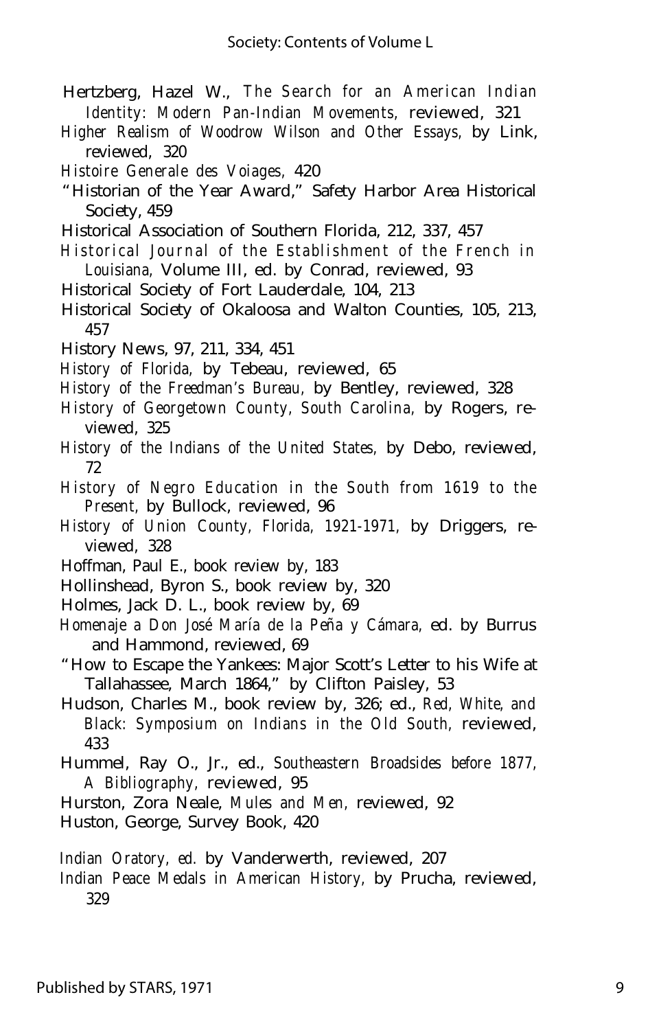Hertzberg, Hazel W., *The Search for an American Indian Identity: Modern Pan-Indian Movements,* reviewed, 321

*Higher Realism of Woodrow Wilson and Other Essays,* by Link, reviewed, 320

*Histoire Generale des Voiages,* 420

"Historian of the Year Award," Safety Harbor Area Historical Society, 459

Historical Association of Southern Florida, 212, 337, 457

*Historical Journal of the Establishment of the French in Louisiana,* Volume III, ed. by Conrad, reviewed, 93

Historical Society of Fort Lauderdale, 104, 213

Historical Society of Okaloosa and Walton Counties, 105, 213, 457

History News, 97, 211, 334, 451

*History of Florida,* by Tebeau, reviewed, 65

*History of the Freedman's Bureau,* by Bentley, reviewed, 328

*History of Georgetown County, South Carolina,* by Rogers, reviewed, 325

*History of the Indians of the United States,* by Debo, reviewed, 72

*History of Negro Education in the South from 1619 to the Present,* by Bullock, reviewed, 96

*History of Union County, Florida, 1921-1971,* by Driggers, reviewed, 328

Hoffman, Paul E., book review by, 183

Hollinshead, Byron S., book review by, 320

Holmes, Jack D. L., book review by, 69

*Homenaje a Don José María de la Peña y Cámara,* ed. by Burrus and Hammond, reviewed, 69

"How to Escape the Yankees: Major Scott's Letter to his Wife at Tallahassee, March 1864," by Clifton Paisley, 53

Hudson, Charles M., book review by, 326; ed., *Red, White, and Black: Symposium on Indians in the Old South,* reviewed, 433

Hummel, Ray O., Jr., ed., *Southeastern Broadsides before 1877, A Bibliography,* reviewed, 95

Hurston, Zora Neale, *Mules and Men,* reviewed, 92

Huston, George, Survey Book, 420

*Indian Oratory, ed.* by Vanderwerth, reviewed, 207

*Indian Peace Medals in American History,* by Prucha, reviewed, 329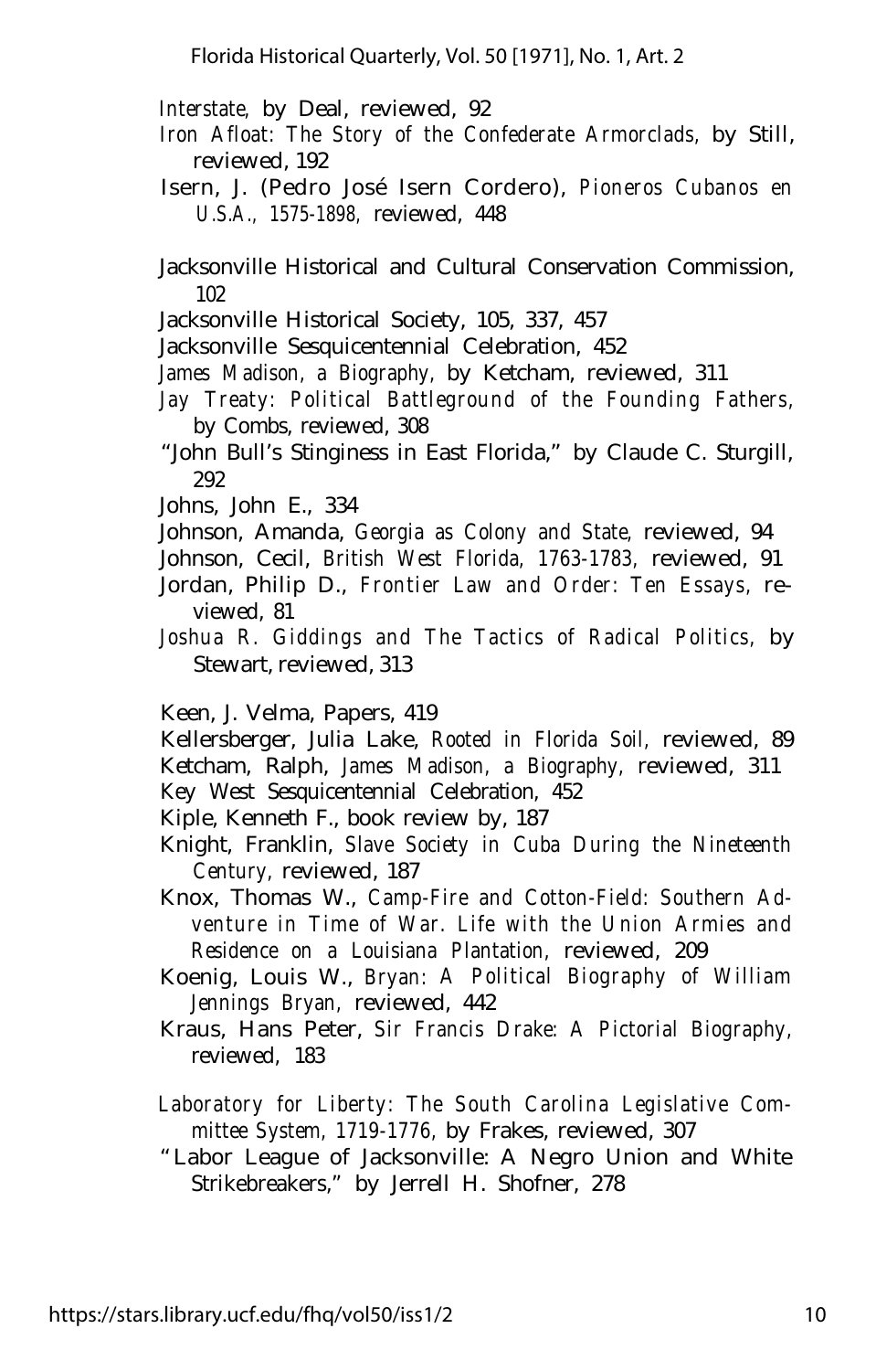*Interstate,* by Deal, reviewed, 92

*Iron Afloat: The Story of the Confederate Armorclads,* by Still, reviewed, 192

Isern, J. (Pedro José Isern Cordero), *Pioneros Cubanos en U.S.A., 1575-1898,* reviewed, 448

Jacksonville Historical and Cultural Conservation Commission, 102

Jacksonville Historical Society, 105, 337, 457

Jacksonville Sesquicentennial Celebration, 452

*James Madison, a Biography,* by Ketcham, reviewed, 311

*Jay Treaty: Political Battleground of the Founding Fathers,* by Combs, reviewed, 308

"John Bull's Stinginess in East Florida," by Claude C. Sturgill, 292

Johns, John E., 334

Johnson, Amanda, *Georgia as Colony and State,* reviewed, 94

Johnson, Cecil, *British West Florida, 1763-1783,* reviewed, 91

Jordan, Philip D., *Frontier Law and Order: Ten Essays,* reviewed, 81

*Joshua R. Giddings and The Tactics of Radical Politics,* by Stewart, reviewed, 313

Keen, J. Velma, Papers, 419

Kellersberger, Julia Lake, *Rooted in Florida Soil,* reviewed, 89

Ketcham, Ralph, *James Madison, a Biography,* reviewed, 311

Key West Sesquicentennial Celebration, 452

Kiple, Kenneth F., book review by, 187

Knight, Franklin, *Slave Society in Cuba During the Nineteenth Century,* reviewed, 187

Knox, Thomas W., *Camp-Fire and Cotton-Field: Southern Adventure in Time of War. Life with the Union Armies and Residence on a Louisiana Plantation,* reviewed, 209

Koenig, Louis W., *Bryan: A Political Biography of William Jennings Bryan,* reviewed, 442

Kraus, Hans Peter, *Sir Francis Drake: A Pictorial Biography,* reviewed, 183

*Laboratory for Liberty: The South Carolina Legislative Committee System, 1719-1776,* by Frakes, reviewed, 307

"Labor League of Jacksonville: A Negro Union and White Strikebreakers," by Jerrell H. Shofner, 278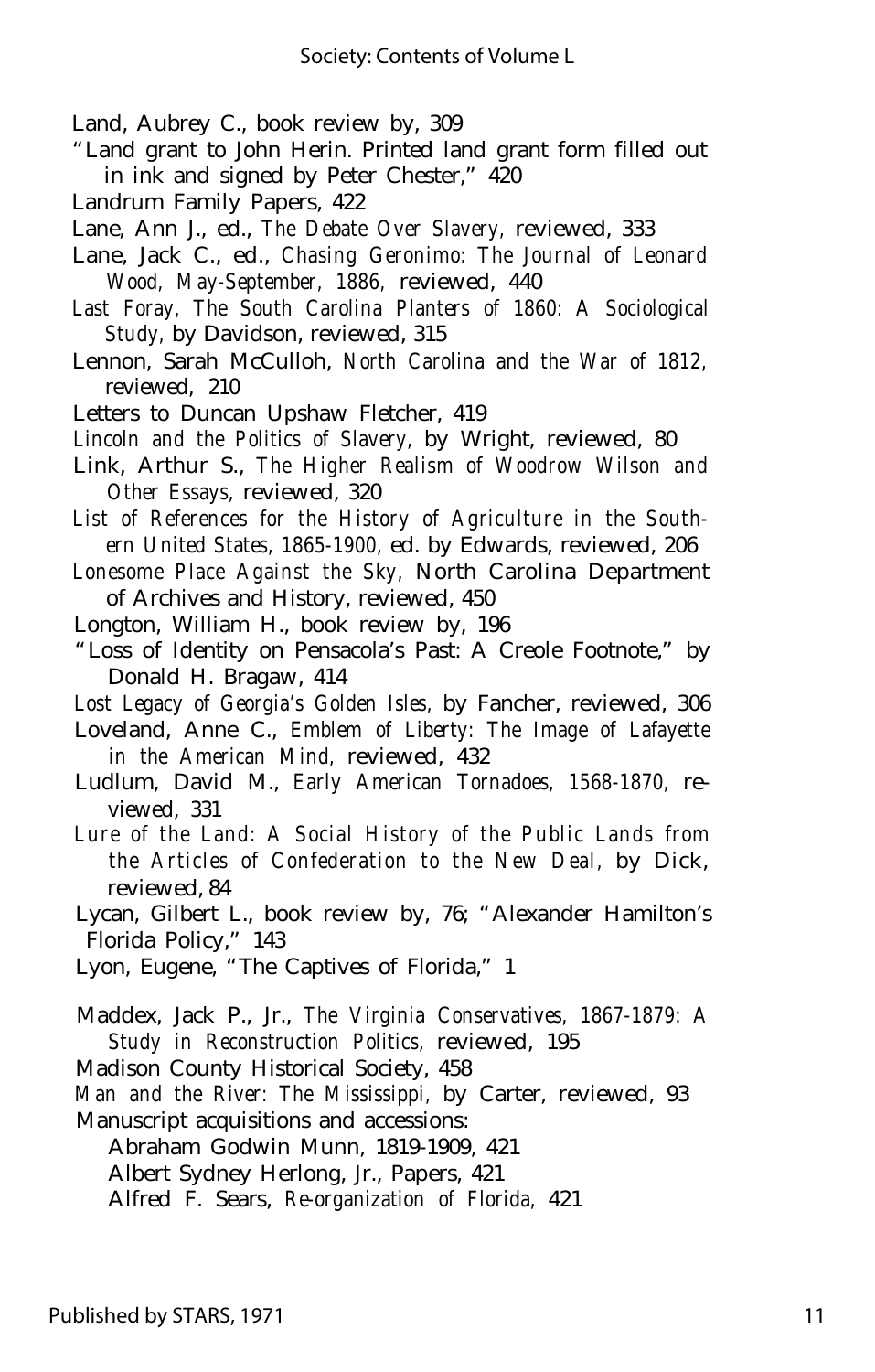Land, Aubrey C., book review by, 309

"Land grant to John Herin. Printed land grant form filled out in ink and signed by Peter Chester," 420

Landrum Family Papers, 422

Lane, Ann J., ed., *The Debate Over Slavery,* reviewed, 333

Lane, Jack C., ed., *Chasing Geronimo: The Journal of Leonard Wood, May-September, 1886,* reviewed, 440

*Last Foray, The South Carolina Planters of 1860: A Sociological Study,* by Davidson, reviewed, 315

Lennon, Sarah McCulloh, *North Carolina and the War of 1812,* reviewed, 210

Letters to Duncan Upshaw Fletcher, 419

*Lincoln and the Politics of Slavery,* by Wright, reviewed, 80

Link, Arthur S., *The Higher Realism of Woodrow Wilson and Other Essays,* reviewed, 320

*List of References for the History of Agriculture in the Southern United States, 1865-1900,* ed. by Edwards, reviewed, 206

*Lonesome Place Against the Sky,* North Carolina Department of Archives and History, reviewed, 450

Longton, William H., book review by, 196

"Loss of Identity on Pensacola's Past: A Creole Footnote," by Donald H. Bragaw, 414

*Lost Legacy of Georgia's Golden Isles,* by Fancher, reviewed, 306

Loveland, Anne C., *Emblem of Liberty: The Image of Lafayette in the American Mind,* reviewed, 432

Ludlum, David M., *Early American Tornadoes, 1568-1870,* reviewed, 331

*Lure of the Land: A Social History of the Public Lands from the Articles of Confederation to the New Deal,* by Dick, reviewed, 84

Lycan, Gilbert L., book review by, 76; "Alexander Hamilton's Florida Policy," 143

Lyon, Eugene, "The Captives of Florida," 1

Maddex, Jack P., Jr., *The Virginia Conservatives, 1867-1879: A Study in Reconstruction Politics,* reviewed, 195

Madison County Historical Society, 458

*Man and the River: The Mississippi,* by Carter, reviewed, 93

Manuscript acquisitions and accessions:

- Abraham Godwin Munn, 1819-1909, 421
- Albert Sydney Herlong, Jr., Papers, 421
- Alfred F. Sears, *Re-organization of Florida,* 421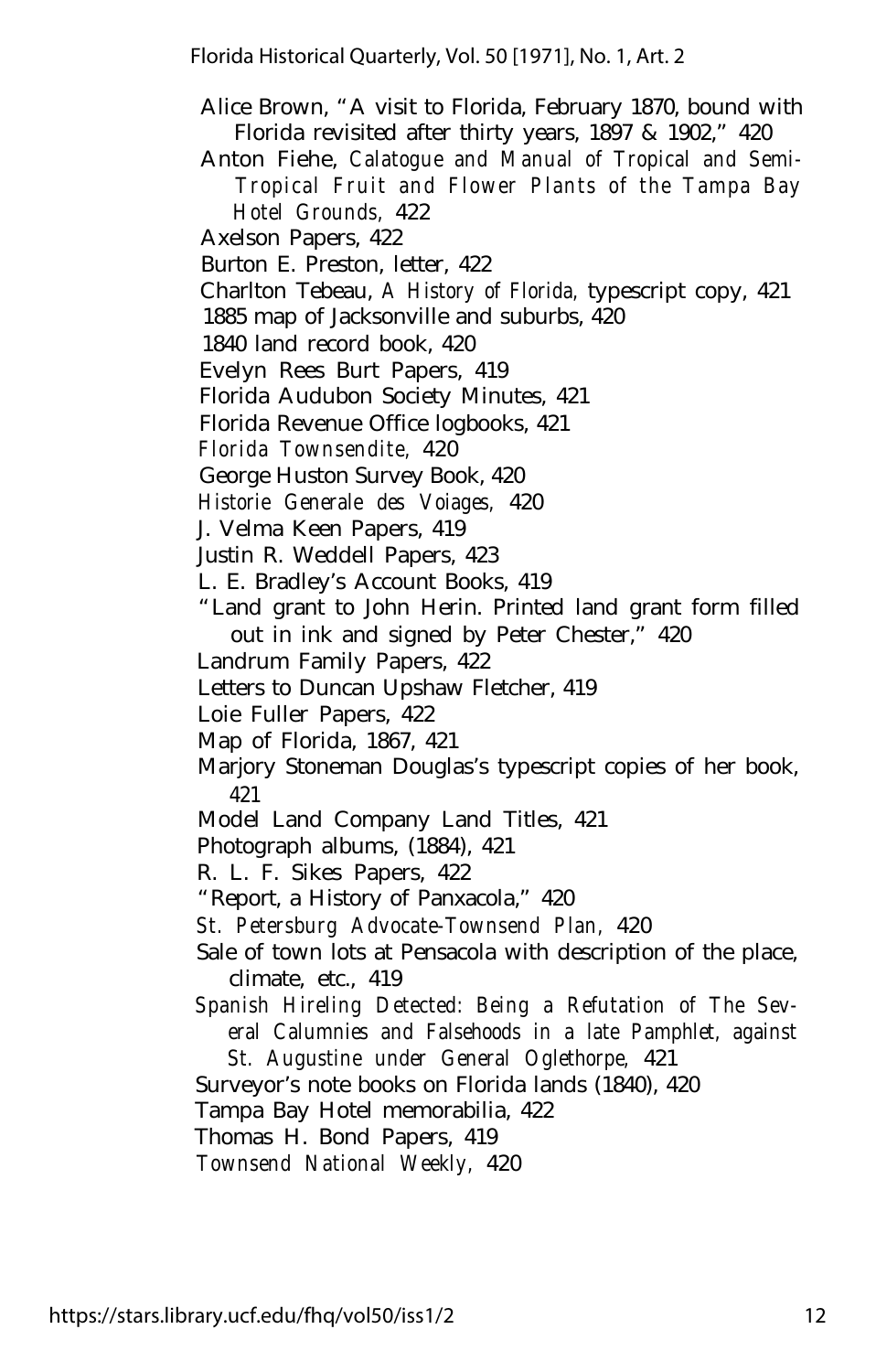Alice Brown, "A visit to Florida, February 1870, bound with Florida revisited after thirty years, 1897 & 1902," 420

Anton Fiehe, *Calatogue and Manual of Tropical and Semi-Tropical Fruit and Flower Plants of the Tampa Bay Hotel Grounds,* 422

Axelson Papers, 422

Burton E. Preston, letter, 422

Charlton Tebeau, *A History of Florida,* typescript copy, 421

1885 map of Jacksonville and suburbs, 420

1840 land record book, 420

Evelyn Rees Burt Papers, 419

Florida Audubon Society Minutes, 421

Florida Revenue Office logbooks, 421

*Florida Townsendite,* 420

George Huston Survey Book, 420

*Historie Generale des Voiages,* 420

J. Velma Keen Papers, 419

Justin R. Weddell Papers, 423

L. E. Bradley's Account Books, 419

"Land grant to John Herin. Printed land grant form filled out in ink and signed by Peter Chester," 420

Landrum Family Papers, 422

Letters to Duncan Upshaw Fletcher, 419

Loie Fuller Papers, 422

Map of Florida, 1867, 421

Marjory Stoneman Douglas's typescript copies of her book, 421

Model Land Company Land Titles, 421

Photograph albums, (1884), 421

R. L. F. Sikes Papers, 422

"Report, a History of Panxacola," 420

*St. Petersburg Advocate-Townsend Plan,* 420

Sale of town lots at Pensacola with description of the place, climate, etc., 419

*Spanish Hireling Detected: Being a Refutation of The Several Calumnies and Falsehoods in a late Pamphlet, against St. Augustine under General Oglethorpe,* 421

Surveyor's note books on Florida lands (1840), 420

Tampa Bay Hotel memorabilia, 422

Thomas H. Bond Papers, 419

*Townsend National Weekly,* 420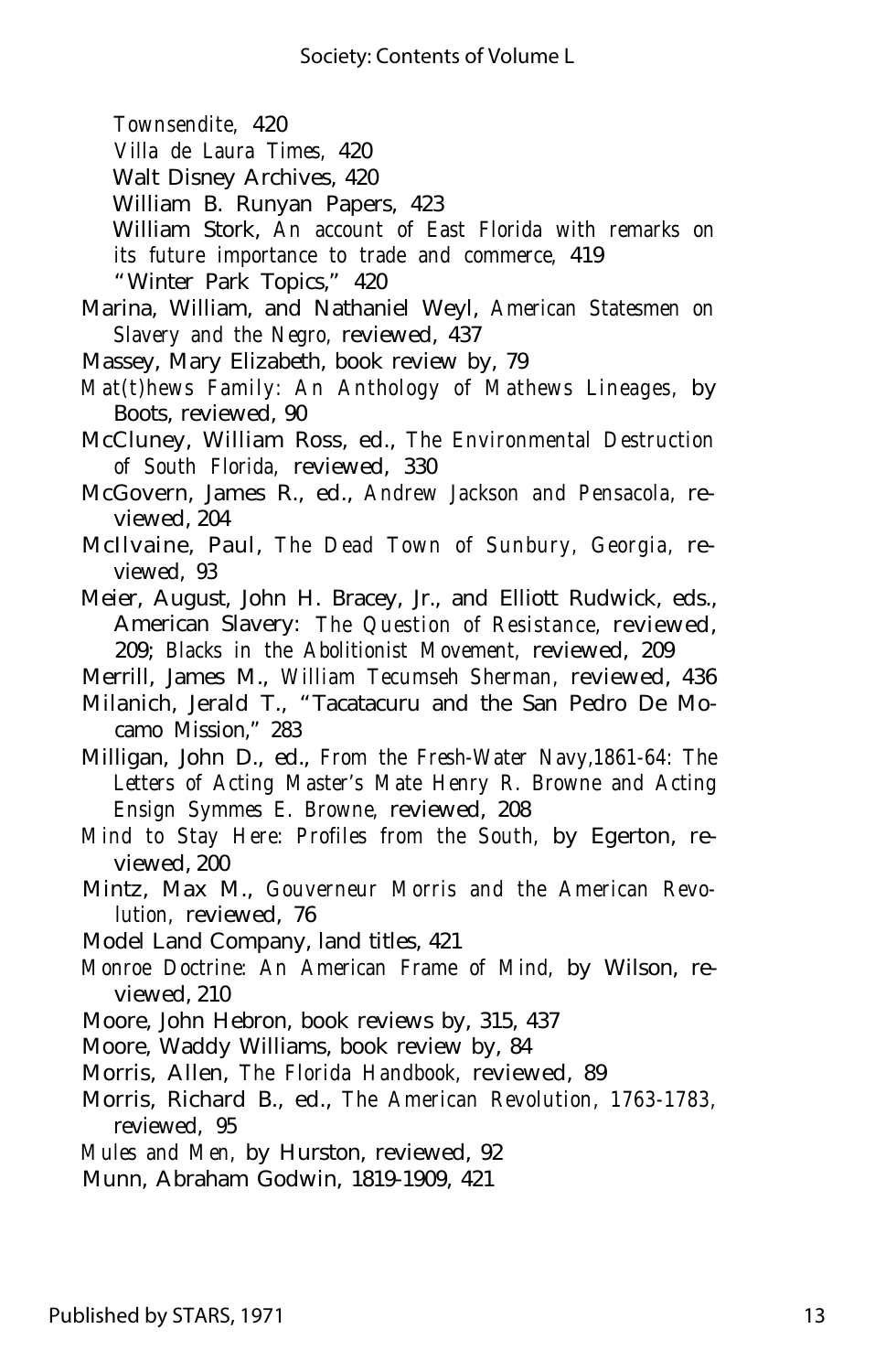*Townsendite,* 420
*Villa de Laura Times,* 420
Walt Disney Archives, 420
William B. Runyan Papers, 423
William Stork, *An account of East Florida with remarks on its future importance to trade and commerce,* 419
"Winter Park Topics," 420

Marina, William, and Nathaniel Weyl, *American Statesmen on Slavery and the Negro,* reviewed, 437

Massey, Mary Elizabeth, book review by, 79

*Mat(t)hews Family: An Anthology of Mathews Lineages,* by Boots, reviewed, 90

McCluney, William Ross, ed., *The Environmental Destruction of South Florida,* reviewed, 330

McGovern, James R., ed., *Andrew Jackson and Pensacola,* reviewed, 204

McIlvaine, Paul, *The Dead Town of Sunbury, Georgia,* reviewed, 93

Meier, August, John H. Bracey, Jr., and Elliott Rudwick, eds., American Slavery: *The Question of Resistance,* reviewed, 209; *Blacks in the Abolitionist Movement,* reviewed, 209

Merrill, James M., *William Tecumseh Sherman,* reviewed, 436

Milanich, Jerald T., "Tacatacuru and the San Pedro De Mocamo Mission," 283

Milligan, John D., ed., *From the Fresh-Water Navy,1861-64: The Letters of Acting Master's Mate Henry R. Browne and Acting Ensign Symmes E. Browne,* reviewed, 208

*Mind to Stay Here: Profiles from the South,* by Egerton, reviewed, 200

Mintz, Max M., *Gouverneur Morris and the American Revolution,* reviewed, 76

Model Land Company, land titles, 421

*Monroe Doctrine: An American Frame of Mind,* by Wilson, reviewed, 210

Moore, John Hebron, book reviews by, 315, 437

Moore, Waddy Williams, book review by, 84

Morris, Allen, *The Florida Handbook,* reviewed, 89

Morris, Richard B., ed., *The American Revolution, 1763-1783,* reviewed, 95

*Mules and Men,* by Hurston, reviewed, 92

Munn, Abraham Godwin, 1819-1909, 421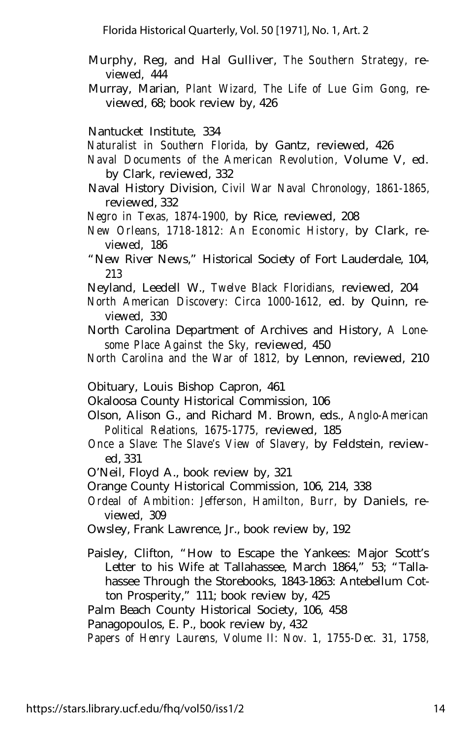Murphy, Reg, and Hal Gulliver, *The Southern Strategy,* reviewed, 444

Murray, Marian, *Plant Wizard, The Life of Lue Gim Gong,* reviewed, 68; book review by, 426

Nantucket Institute, 334

*Naturalist in Southern Florida,* by Gantz, reviewed, 426

*Naval Documents of the American Revolution,* Volume V, ed. by Clark, reviewed, 332

Naval History Division, *Civil War Naval Chronology, 1861-1865,* reviewed, 332

*Negro in Texas, 1874-1900,* by Rice, reviewed, 208

*New Orleans, 1718-1812: An Economic History,* by Clark, reviewed, 186

"New River News," Historical Society of Fort Lauderdale, 104, 213

Neyland, Leedell W., *Twelve Black Floridians,* reviewed, 204

*North American Discovery: Circa 1000-1612,* ed. by Quinn, reviewed, 330

North Carolina Department of Archives and History, *A Lonesome Place Against the Sky,* reviewed, 450

*North Carolina and the War of 1812,* by Lennon, reviewed, 210

Obituary, Louis Bishop Capron, 461

Okaloosa County Historical Commission, 106

Olson, Alison G., and Richard M. Brown, eds., *Anglo-American Political Relations, 1675-1775,* reviewed, 185

*Once a Slave: The Slave's View of Slavery,* by Feldstein, reviewed, 331

O'Neil, Floyd A., book review by, 321

Orange County Historical Commission, 106, 214, 338

*Ordeal of Ambition: Jefferson, Hamilton, Burr,* by Daniels, reviewed, 309

Owsley, Frank Lawrence, Jr., book review by, 192

Paisley, Clifton, "How to Escape the Yankees: Major Scott's Letter to his Wife at Tallahassee, March 1864," 53; "Tallahassee Through the Storebooks, 1843-1863: Antebellum Cotton Prosperity," 111; book review by, 425

Palm Beach County Historical Society, 106, 458

Panagopoulos, E. P., book review by, 432

*Papers of Henry Laurens, Volume II: Nov. 1, 1755-Dec. 31, 1758,*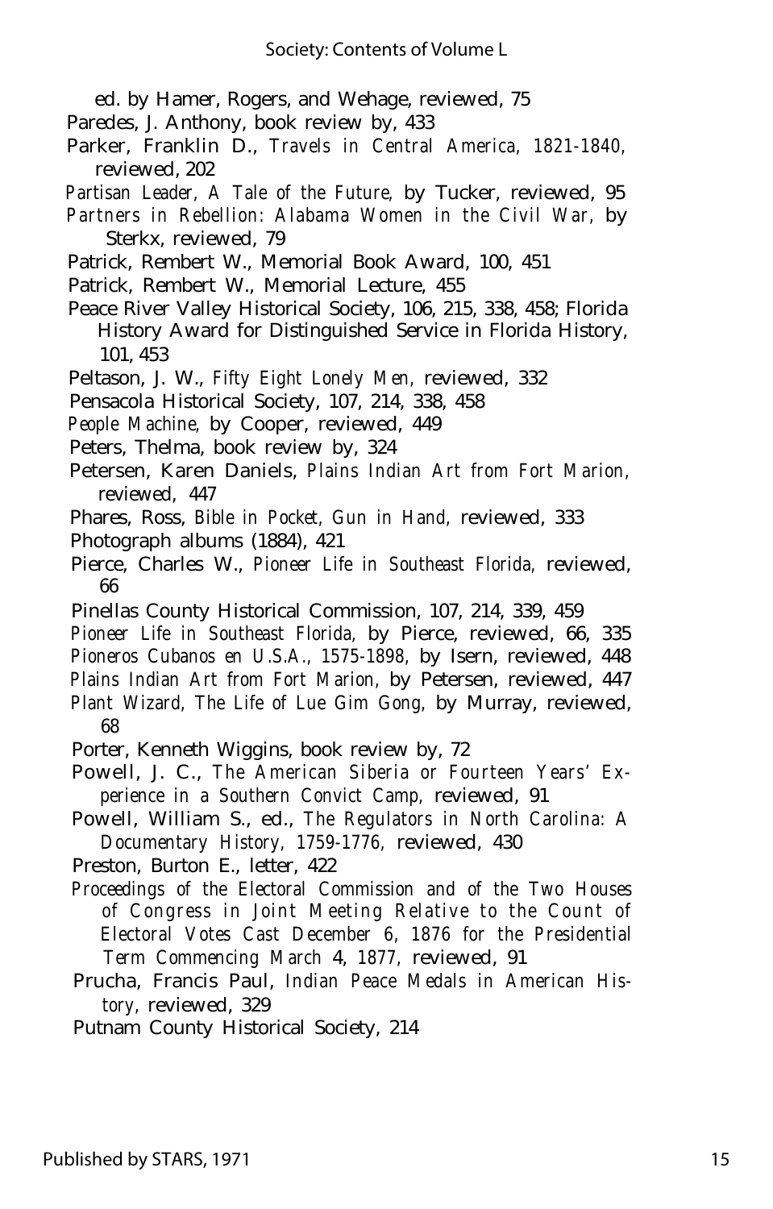ed. by Hamer, Rogers, and Wehage, reviewed, 75

Paredes, J. Anthony, book review by, 433

Parker, Franklin D., *Travels in Central America, 1821-1840,* reviewed, 202

*Partisan Leader, A Tale of the Future,* by Tucker, reviewed, 95

*Partners in Rebellion: Alabama Women in the Civil War,* by Sterkx, reviewed, 79

Patrick, Rembert W., Memorial Book Award, 100, 451

Patrick, Rembert W., Memorial Lecture, 455

Peace River Valley Historical Society, 106, 215, 338, 458; Florida History Award for Distinguished Service in Florida History, 101, 453

Peltason, J. W., *Fifty Eight Lonely Men,* reviewed, 332

Pensacola Historical Society, 107, 214, 338, 458

*People Machine,* by Cooper, reviewed, 449

Peters, Thelma, book review by, 324

Petersen, Karen Daniels, *Plains Indian Art from Fort Marion,* reviewed, 447

Phares, Ross, *Bible in Pocket, Gun in Hand,* reviewed, 333

Photograph albums (1884), 421

Pierce, Charles W., *Pioneer Life in Southeast Florida,* reviewed, 66

Pinellas County Historical Commission, 107, 214, 339, 459

*Pioneer Life in Southeast Florida,* by Pierce, reviewed, 66, 335

*Pioneros Cubanos en U.S.A., 1575-1898,* by Isern, reviewed, 448

*Plains Indian Art from Fort Marion,* by Petersen, reviewed, 447

*Plant Wizard, The Life of Lue Gim Gong,* by Murray, reviewed, 68

Porter, Kenneth Wiggins, book review by, 72

Powell, J. C., *The American Siberia or Fourteen Years' Experience in a Southern Convict Camp,* reviewed, 91

Powell, William S., ed., *The Regulators in North Carolina: A Documentary History, 1759-1776,* reviewed, 430

Preston, Burton E., letter, 422

*Proceedings of the Electoral Commission and of the Two Houses of Congress in Joint Meeting Relative to the Count of Electoral Votes Cast December 6, 1876 for the Presidential Term Commencing March 4, 1877,* reviewed, 91

Prucha, Francis Paul, *Indian Peace Medals in American History,* reviewed, 329

Putnam County Historical Society, 214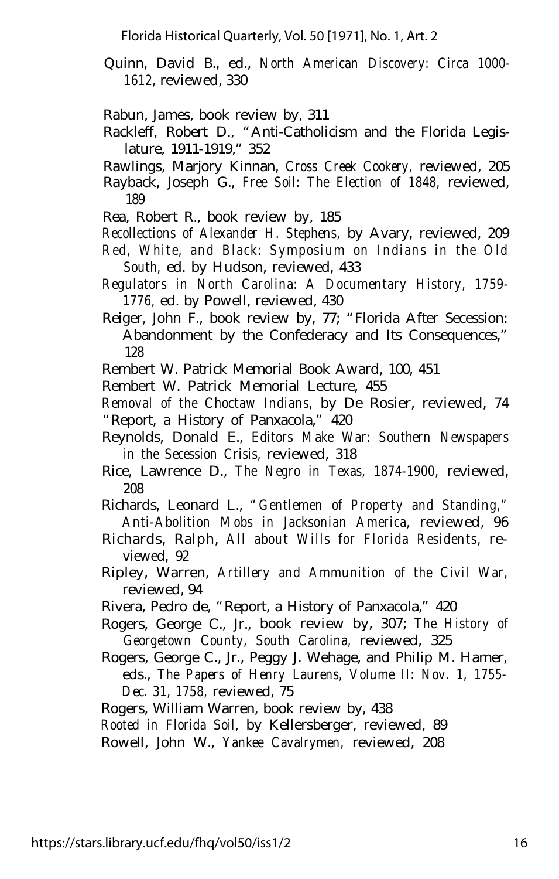Quinn, David B., ed., *North American Discovery: Circa 1000-1612,* reviewed, 330

Rabun, James, book review by, 311

Rackleff, Robert D., "Anti-Catholicism and the Florida Legislature, 1911-1919," 352

Rawlings, Marjory Kinnan, *Cross Creek Cookery,* reviewed, 205

Rayback, Joseph G., *Free Soil: The Election of 1848,* reviewed, 189

Rea, Robert R., book review by, 185

*Recollections of Alexander H. Stephens,* by Avary, reviewed, 209

*Red, White, and Black: Symposium on Indians in the Old South,* ed. by Hudson, reviewed, 433

*Regulators in North Carolina: A Documentary History, 1759-1776,* ed. by Powell, reviewed, 430

Reiger, John F., book review by, 77; "Florida After Secession: Abandonment by the Confederacy and Its Consequences," 128

Rembert W. Patrick Memorial Book Award, 100, 451

Rembert W. Patrick Memorial Lecture, 455

*Removal of the Choctaw Indians,* by De Rosier, reviewed, 74

"Report, a History of Panxacola," 420

Reynolds, Donald E., *Editors Make War: Southern Newspapers in the Secession Crisis,* reviewed, 318

Rice, Lawrence D., *The Negro in Texas, 1874-1900,* reviewed, 208

Richards, Leonard L., *"Gentlemen of Property and Standing," Anti-Abolition Mobs in Jacksonian America,* reviewed, 96

Richards, Ralph, *All about Wills for Florida Residents,* reviewed, 92

Ripley, Warren, *Artillery and Ammunition of the Civil War,* reviewed, 94

Rivera, Pedro de, "Report, a History of Panxacola," 420

Rogers, George C., Jr., book review by, 307; *The History of Georgetown County, South Carolina,* reviewed, 325

Rogers, George C., Jr., Peggy J. Wehage, and Philip M. Hamer, eds., *The Papers of Henry Laurens, Volume II: Nov. 1, 1755-Dec. 31, 1758,* reviewed, 75

Rogers, William Warren, book review by, 438

*Rooted in Florida Soil,* by Kellersberger, reviewed, 89

Rowell, John W., *Yankee Cavalrymen,* reviewed, 208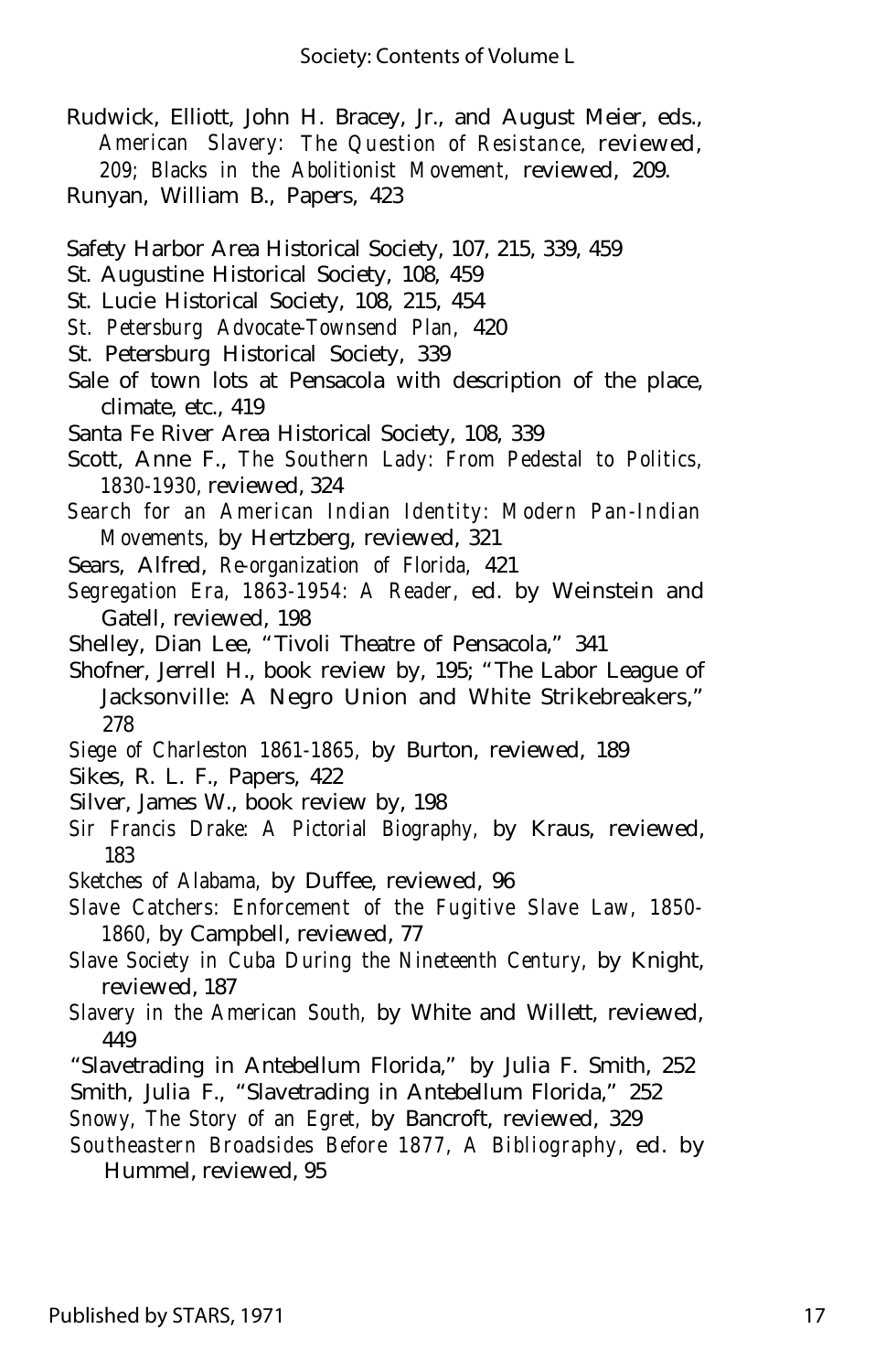Rudwick, Elliott, John H. Bracey, Jr., and August Meier, eds., *American Slavery: The Question of Resistance,* reviewed, 209; *Blacks in the Abolitionist Movement,* reviewed, 209.

Runyan, William B., Papers, 423

Safety Harbor Area Historical Society, 107, 215, 339, 459

St. Augustine Historical Society, 108, 459

St. Lucie Historical Society, 108, 215, 454

*St. Petersburg Advocate-Townsend Plan,* 420

St. Petersburg Historical Society, 339

Sale of town lots at Pensacola with description of the place, climate, etc., 419

Santa Fe River Area Historical Society, 108, 339

Scott, Anne F., *The Southern Lady: From Pedestal to Politics, 1830-1930,* reviewed, 324

*Search for an American Indian Identity: Modern Pan-Indian Movements,* by Hertzberg, reviewed, 321

Sears, Alfred, *Re-organization of Florida,* 421

*Segregation Era, 1863-1954: A Reader,* ed. by Weinstein and Gatell, reviewed, 198

Shelley, Dian Lee, "Tivoli Theatre of Pensacola," 341

Shofner, Jerrell H., book review by, 195; "The Labor League of Jacksonville: A Negro Union and White Strikebreakers," 278

*Siege of Charleston 1861-1865,* by Burton, reviewed, 189

Sikes, R. L. F., Papers, 422

Silver, James W., book review by, 198

*Sir Francis Drake: A Pictorial Biography,* by Kraus, reviewed, 183

*Sketches of Alabama,* by Duffee, reviewed, 96

*Slave Catchers: Enforcement of the Fugitive Slave Law, 1850-1860,* by Campbell, reviewed, 77

*Slave Society in Cuba During the Nineteenth Century,* by Knight, reviewed, 187

*Slavery in the American South,* by White and Willett, reviewed, 449

"Slavetrading in Antebellum Florida," by Julia F. Smith, 252

Smith, Julia F., "Slavetrading in Antebellum Florida," 252

*Snowy, The Story of an Egret,* by Bancroft, reviewed, 329

*Southeastern Broadsides Before 1877, A Bibliography,* ed. by Hummel, reviewed, 95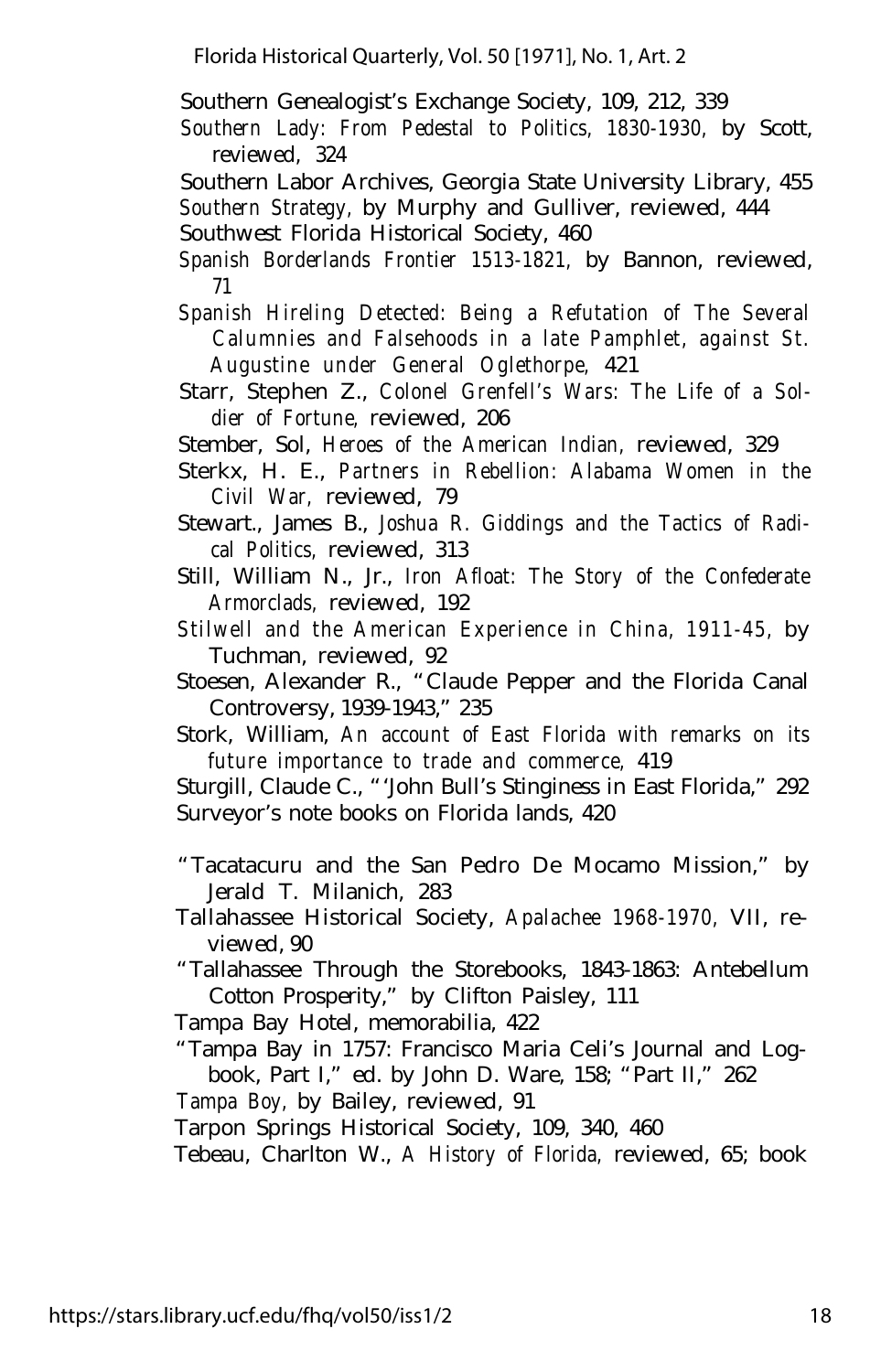Southern Genealogist's Exchange Society, 109, 212, 339

*Southern Lady: From Pedestal to Politics, 1830-1930,* by Scott, reviewed, 324

Southern Labor Archives, Georgia State University Library, 455

*Southern Strategy,* by Murphy and Gulliver, reviewed, 444

Southwest Florida Historical Society, 460

*Spanish Borderlands Frontier 1513-1821,* by Bannon, reviewed, 71

*Spanish Hireling Detected: Being a Refutation of The Several Calumnies and Falsehoods in a late Pamphlet, against St. Augustine under General Oglethorpe,* 421

Starr, Stephen Z., *Colonel Grenfell's Wars: The Life of a Soldier of Fortune,* reviewed, 206

Stember, Sol, *Heroes of the American Indian,* reviewed, 329

Sterkx, H. E., *Partners in Rebellion: Alabama Women in the Civil War,* reviewed, 79

Stewart., James B., *Joshua R. Giddings and the Tactics of Radical Politics,* reviewed, 313

Still, William N., Jr., *Iron Afloat: The Story of the Confederate Armorclads,* reviewed, 192

*Stilwell and the American Experience in China, 1911-45,* by Tuchman, reviewed, 92

Stoesen, Alexander R., "Claude Pepper and the Florida Canal Controversy, 1939-1943," 235

Stork, William, *An account of East Florida with remarks on its future importance to trade and commerce,* 419

Sturgill, Claude C., "'John Bull's Stinginess in East Florida," 292

Surveyor's note books on Florida lands, 420

"Tacatacuru and the San Pedro De Mocamo Mission," by Jerald T. Milanich, 283

Tallahassee Historical Society, *Apalachee 1968-1970,* VII, reviewed, 90

"Tallahassee Through the Storebooks, 1843-1863: Antebellum Cotton Prosperity," by Clifton Paisley, 111

Tampa Bay Hotel, memorabilia, 422

"Tampa Bay in 1757: Francisco Maria Celi's Journal and Logbook, Part I," ed. by John D. Ware, 158; "Part II," 262

*Tampa Boy,* by Bailey, reviewed, 91

Tarpon Springs Historical Society, 109, 340, 460

Tebeau, Charlton W., *A History of Florida,* reviewed, 65; book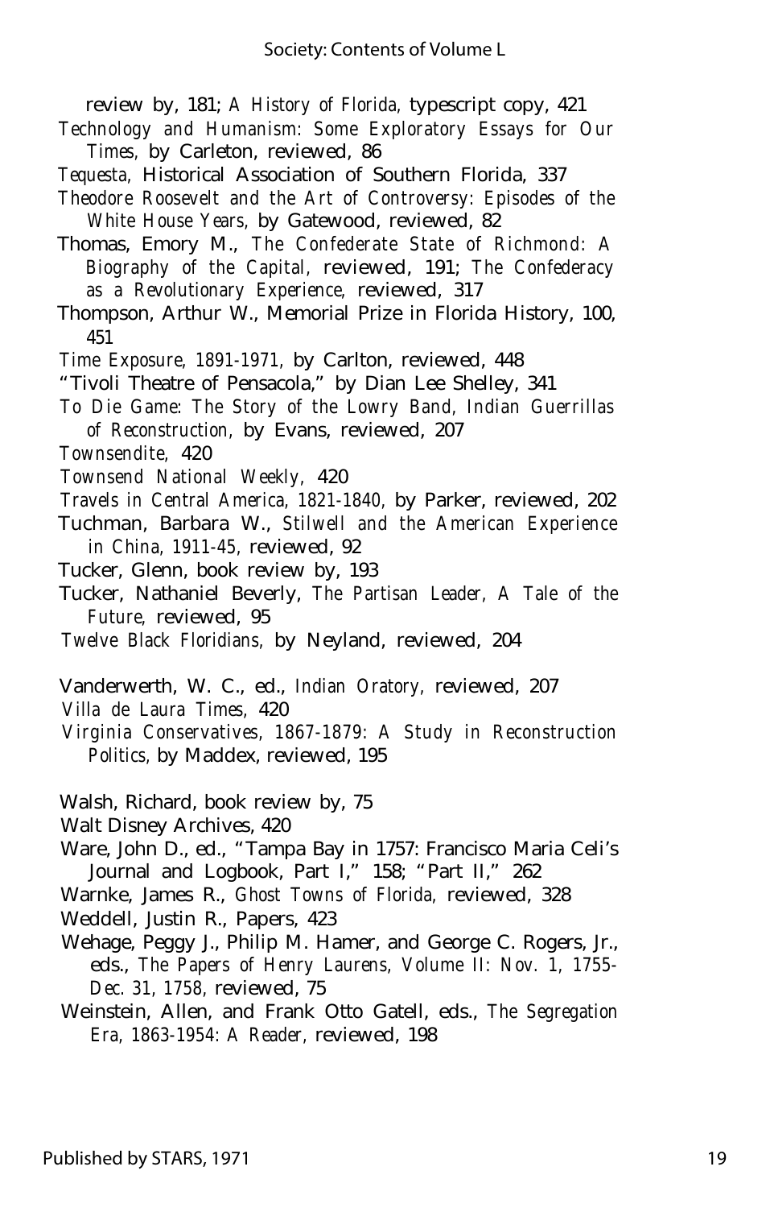review by, 181; *A History of Florida,* typescript copy, 421

*Technology and Humanism: Some Exploratory Essays for Our Times,* by Carleton, reviewed, 86

*Tequesta,* Historical Association of Southern Florida, 337

*Theodore Roosevelt and the Art of Controversy: Episodes of the White House Years,* by Gatewood, reviewed, 82

Thomas, Emory M., *The Confederate State of Richmond: A Biography of the Capital,* reviewed, 191; *The Confederacy as a Revolutionary Experience,* reviewed, 317

Thompson, Arthur W., Memorial Prize in Florida History, 100, 451

*Time Exposure, 1891-1971,* by Carlton, reviewed, 448

"Tivoli Theatre of Pensacola," by Dian Lee Shelley, 341

*To Die Game: The Story of the Lowry Band, Indian Guerrillas of Reconstruction,* by Evans, reviewed, 207

*Townsendite,* 420

*Townsend National Weekly,* 420

*Travels in Central America, 1821-1840,* by Parker, reviewed, 202

Tuchman, Barbara W., *Stilwell and the American Experience in China, 1911-45,* reviewed, 92

Tucker, Glenn, book review by, 193

Tucker, Nathaniel Beverly, *The Partisan Leader, A Tale of the Future,* reviewed, 95

*Twelve Black Floridians,* by Neyland, reviewed, 204

Vanderwerth, W. C., ed., *Indian Oratory,* reviewed, 207

*Villa de Laura Times,* 420

*Virginia Conservatives, 1867-1879: A Study in Reconstruction Politics,* by Maddex, reviewed, 195

Walsh, Richard, book review by, 75

Walt Disney Archives, 420

Ware, John D., ed., "Tampa Bay in 1757: Francisco Maria Celi's Journal and Logbook, Part I," 158; "Part II," 262

Warnke, James R., *Ghost Towns of Florida,* reviewed, 328

Weddell, Justin R., Papers, 423

Wehage, Peggy J., Philip M. Hamer, and George C. Rogers, Jr., eds., *The Papers of Henry Laurens, Volume II: Nov. 1, 1755-Dec. 31, 1758,* reviewed, 75

Weinstein, Allen, and Frank Otto Gatell, eds., *The Segregation Era, 1863-1954: A Reader,* reviewed, 198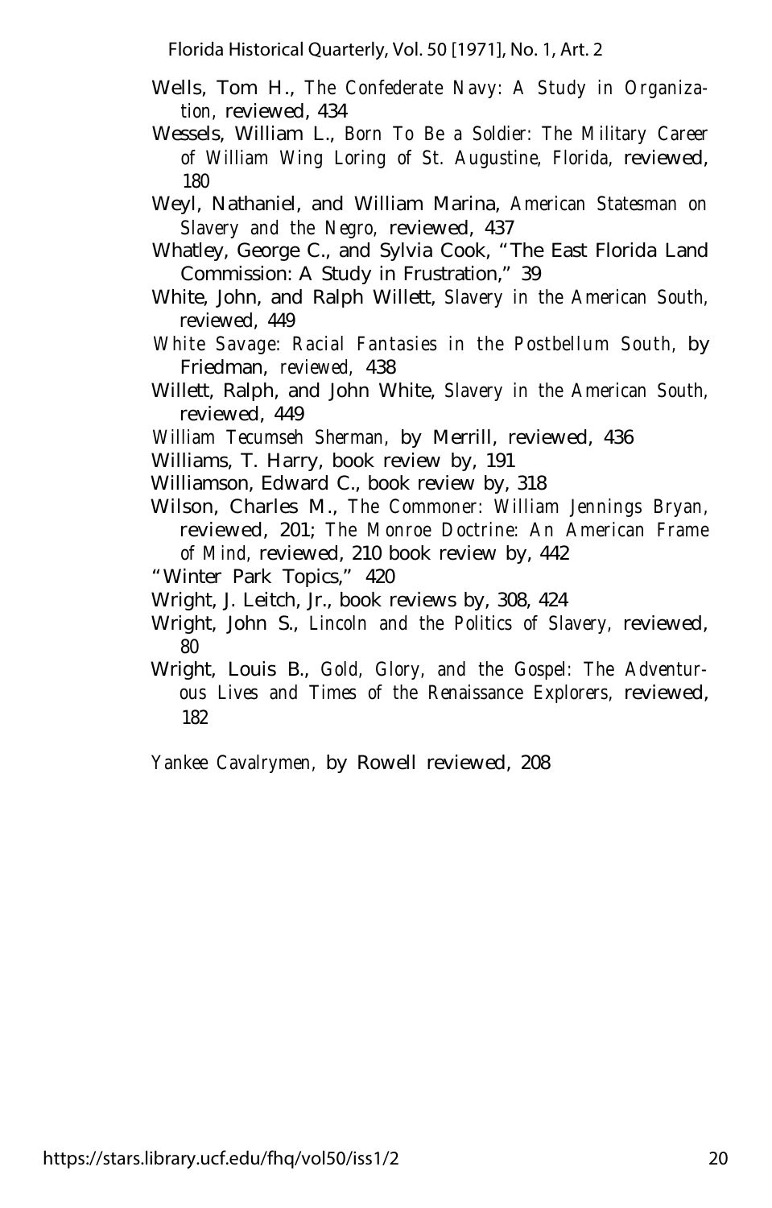Wells, Tom H., *The Confederate Navy: A Study in Organization,* reviewed, 434

Wessels, William L., *Born To Be a Soldier: The Military Career of William Wing Loring of St. Augustine, Florida,* reviewed, 180

Weyl, Nathaniel, and William Marina, *American Statesman on Slavery and the Negro,* reviewed, 437

Whatley, George C., and Sylvia Cook, "The East Florida Land Commission: A Study in Frustration," 39

White, John, and Ralph Willett, *Slavery in the American South,* reviewed, 449

*White Savage: Racial Fantasies in the Postbellum South,* by Friedman, *reviewed,* 438

Willett, Ralph, and John White, *Slavery in the American South,* reviewed, 449

*William Tecumseh Sherman,* by Merrill, reviewed, 436

Williams, T. Harry, book review by, 191

Williamson, Edward C., book review by, 318

Wilson, Charles M., *The Commoner: William Jennings Bryan,* reviewed, 201; *The Monroe Doctrine: An American Frame of Mind,* reviewed, 210 book review by, 442

"Winter Park Topics," 420

Wright, J. Leitch, Jr., book reviews by, 308, 424

Wright, John S., *Lincoln and the Politics of Slavery,* reviewed, 80

Wright, Louis B., *Gold, Glory, and the Gospel: The Adventurous Lives and Times of the Renaissance Explorers,* reviewed, 182

*Yankee Cavalrymen,* by Rowell reviewed, 208